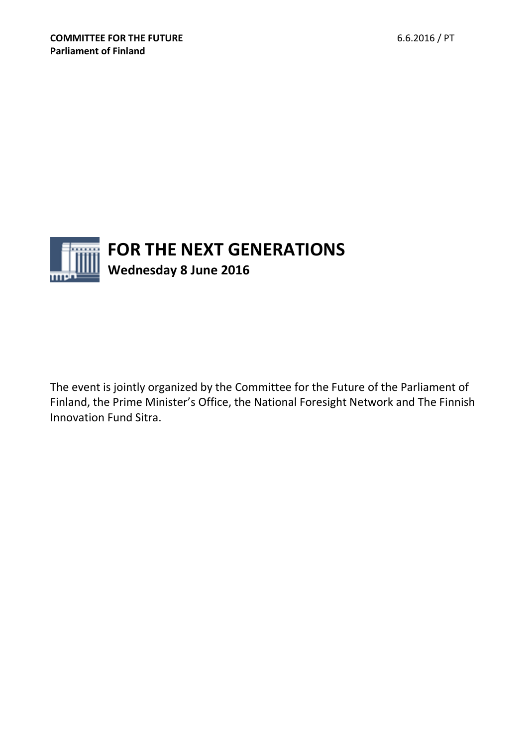**COMMITTEE FOR THE FUTURE**
**Parliament of Finland**

6.6.2016 / PT

# FOR THE NEXT GENERATIONS

**Wednesday 8 June 2016**

The event is jointly organized by the Committee for the Future of the Parliament of Finland, the Prime Minister's Office, the National Foresight Network and The Finnish Innovation Fund Sitra.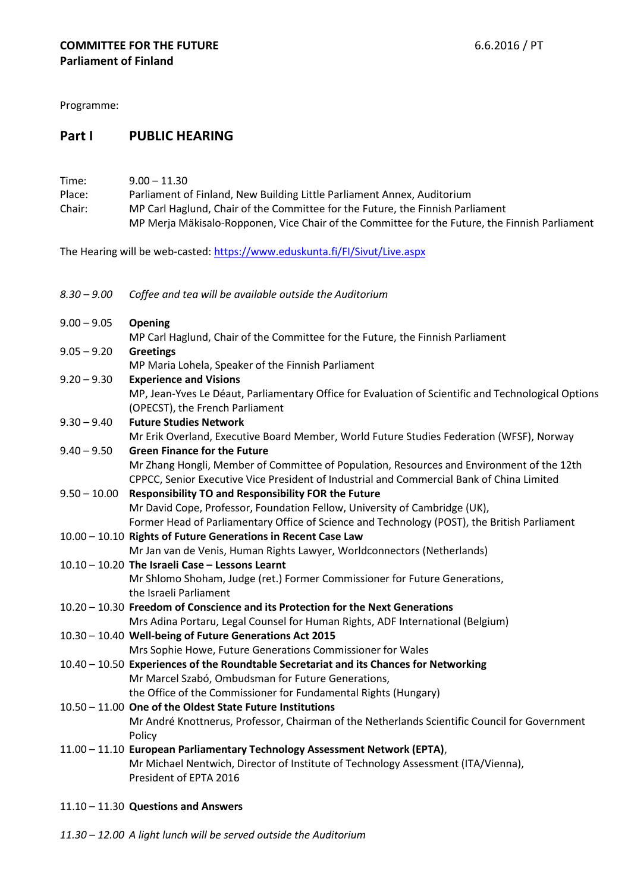**COMMITTEE FOR THE FUTURE** 6.6.2016 / PT
**Parliament of Finland**

Programme:

## Part I PUBLIC HEARING

Time: 9.00 – 11.30
Place: Parliament of Finland, New Building Little Parliament Annex, Auditorium
Chair: MP Carl Haglund, Chair of the Committee for the Future, the Finnish Parliament
MP Merja Mäkisalo-Ropponen, Vice Chair of the Committee for the Future, the Finnish Parliament

The Hearing will be web-casted: https://www.eduskunta.fi/FI/Sivut/Live.aspx

*8.30 – 9.00* *Coffee and tea will be available outside the Auditorium*

9.00 – 9.05 **Opening**
MP Carl Haglund, Chair of the Committee for the Future, the Finnish Parliament

9.05 – 9.20 **Greetings**
MP Maria Lohela, Speaker of the Finnish Parliament

9.20 – 9.30 **Experience and Visions**
MP, Jean-Yves Le Déaut, Parliamentary Office for Evaluation of Scientific and Technological Options (OPECST), the French Parliament

9.30 – 9.40 **Future Studies Network**
Mr Erik Overland, Executive Board Member, World Future Studies Federation (WFSF), Norway

9.40 – 9.50 **Green Finance for the Future**
Mr Zhang Hongli, Member of Committee of Population, Resources and Environment of the 12th CPPCC, Senior Executive Vice President of Industrial and Commercial Bank of China Limited

9.50 – 10.00 **Responsibility TO and Responsibility FOR the Future**
Mr David Cope, Professor, Foundation Fellow, University of Cambridge (UK),
Former Head of Parliamentary Office of Science and Technology (POST), the British Parliament

10.00 – 10.10 **Rights of Future Generations in Recent Case Law**
Mr Jan van de Venis, Human Rights Lawyer, Worldconnectors (Netherlands)

10.10 – 10.20 **The Israeli Case – Lessons Learnt**
Mr Shlomo Shoham, Judge (ret.) Former Commissioner for Future Generations,
the Israeli Parliament

10.20 – 10.30 **Freedom of Conscience and its Protection for the Next Generations**
Mrs Adina Portaru, Legal Counsel for Human Rights, ADF International (Belgium)

10.30 – 10.40 **Well-being of Future Generations Act 2015**
Mrs Sophie Howe, Future Generations Commissioner for Wales

10.40 – 10.50 **Experiences of the Roundtable Secretariat and its Chances for Networking**
Mr Marcel Szabó, Ombudsman for Future Generations,
the Office of the Commissioner for Fundamental Rights (Hungary)

10.50 – 11.00 **One of the Oldest State Future Institutions**
Mr André Knottnerus, Professor, Chairman of the Netherlands Scientific Council for Government Policy

11.00 – 11.10 **European Parliamentary Technology Assessment Network (EPTA)**,
Mr Michael Nentwich, Director of Institute of Technology Assessment (ITA/Vienna),
President of EPTA 2016

11.10 – 11.30 **Questions and Answers**

*11.30 – 12.00 A light lunch will be served outside the Auditorium*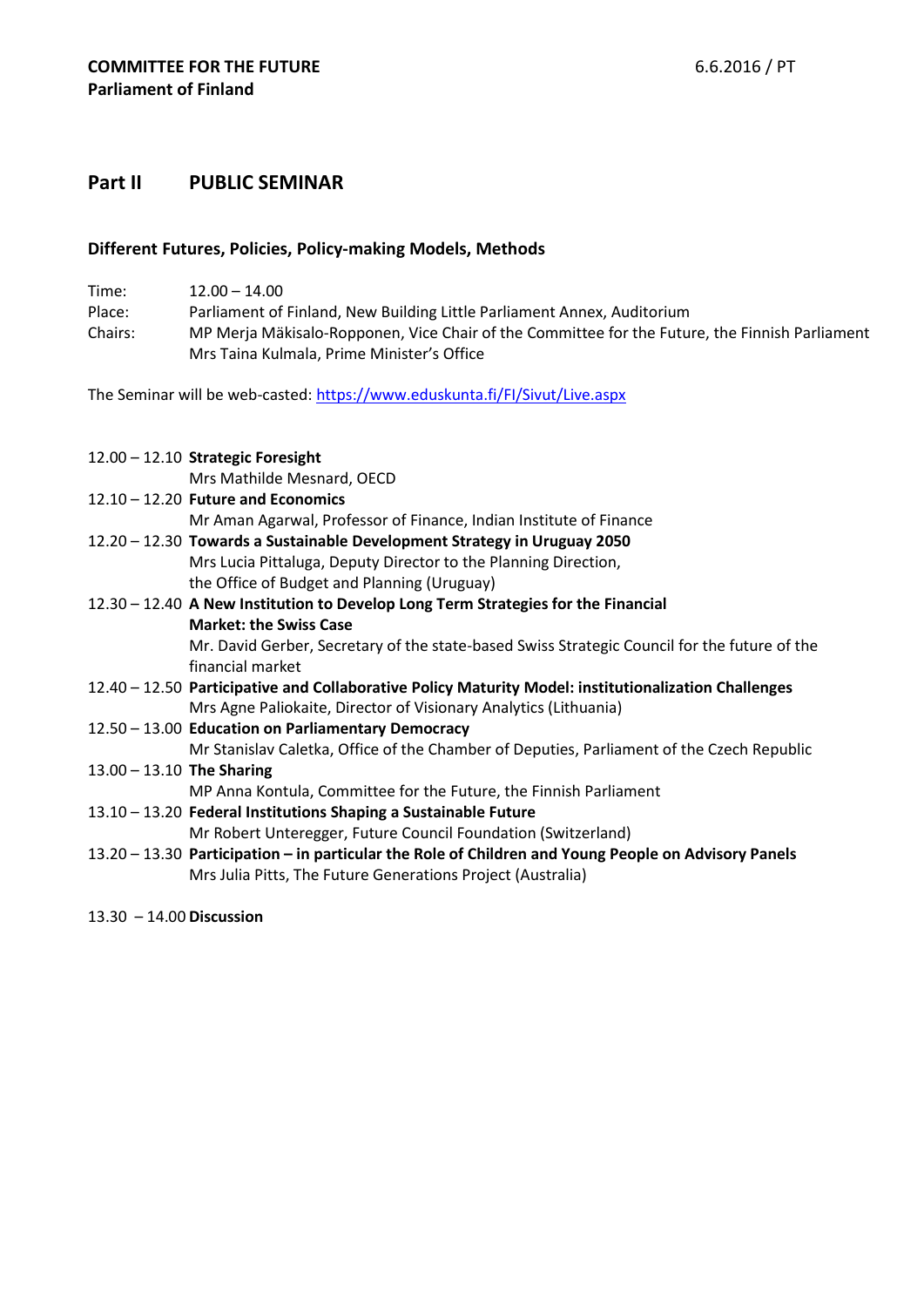**COMMITTEE FOR THE FUTURE**
**Parliament of Finland**

6.6.2016 / PT

## Part II PUBLIC SEMINAR

### Different Futures, Policies, Policy-making Models, Methods

Time: 12.00 – 14.00
Place: Parliament of Finland, New Building Little Parliament Annex, Auditorium
Chairs: MP Merja Mäkisalo-Ropponen, Vice Chair of the Committee for the Future, the Finnish Parliament
Mrs Taina Kulmala, Prime Minister's Office

The Seminar will be web-casted: [https://www.eduskunta.fi/FI/Sivut/Live.aspx](https://www.eduskunta.fi/FI/Sivut/Live.aspx)

12.00 – 12.10 **Strategic Foresight**
Mrs Mathilde Mesnard, OECD

12.10 – 12.20 **Future and Economics**
Mr Aman Agarwal, Professor of Finance, Indian Institute of Finance

12.20 – 12.30 **Towards a Sustainable Development Strategy in Uruguay 2050**
Mrs Lucia Pittaluga, Deputy Director to the Planning Direction, the Office of Budget and Planning (Uruguay)

12.30 – 12.40 **A New Institution to Develop Long Term Strategies for the Financial Market: the Swiss Case**
Mr. David Gerber, Secretary of the state-based Swiss Strategic Council for the future of the financial market

12.40 – 12.50 **Participative and Collaborative Policy Maturity Model: institutionalization Challenges**
Mrs Agne Paliokaite, Director of Visionary Analytics (Lithuania)

12.50 – 13.00 **Education on Parliamentary Democracy**
Mr Stanislav Caletka, Office of the Chamber of Deputies, Parliament of the Czech Republic

13.00 – 13.10 **The Sharing**
MP Anna Kontula, Committee for the Future, the Finnish Parliament

13.10 – 13.20 **Federal Institutions Shaping a Sustainable Future**
Mr Robert Unteregger, Future Council Foundation (Switzerland)

13.20 – 13.30 **Participation – in particular the Role of Children and Young People on Advisory Panels**
Mrs Julia Pitts, The Future Generations Project (Australia)

13.30 – 14.00 **Discussion**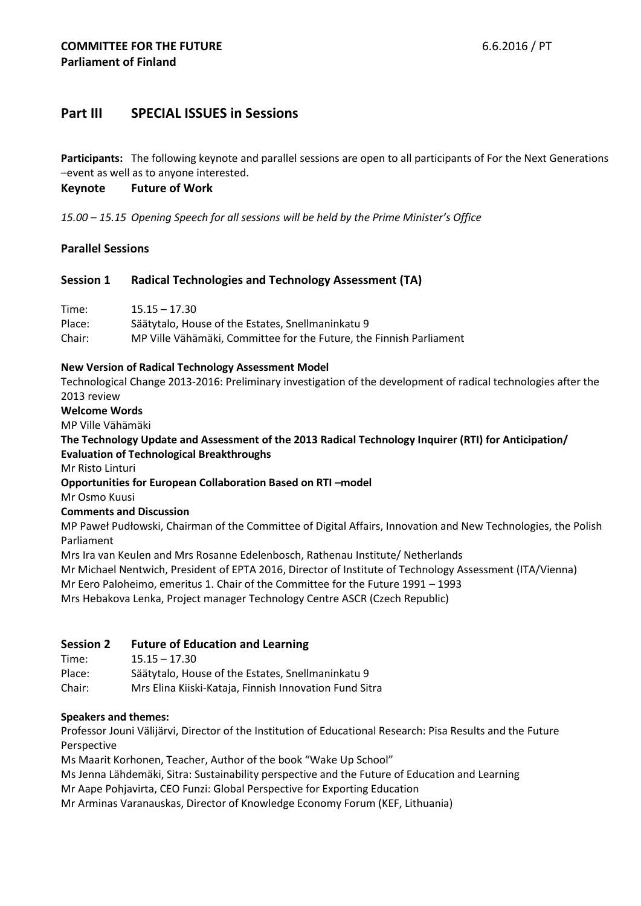**COMMITTEE FOR THE FUTURE** 6.6.2016 / PT
**Parliament of Finland**

## Part III SPECIAL ISSUES in Sessions

**Participants:** The following keynote and parallel sessions are open to all participants of For the Next Generations –event as well as to anyone interested.

**Keynote Future of Work**

*15.00 – 15.15 Opening Speech for all sessions will be held by the Prime Minister's Office*

### Parallel Sessions

### Session 1 Radical Technologies and Technology Assessment (TA)

Time: 15.15 – 17.30
Place: Säätytalo, House of the Estates, Snellmaninkatu 9
Chair: MP Ville Vähämäki, Committee for the Future, the Finnish Parliament

**New Version of Radical Technology Assessment Model**
Technological Change 2013-2016: Preliminary investigation of the development of radical technologies after the 2013 review
**Welcome Words**
MP Ville Vähämäki
**The Technology Update and Assessment of the 2013 Radical Technology Inquirer (RTI) for Anticipation/ Evaluation of Technological Breakthroughs**
Mr Risto Linturi
**Opportunities for European Collaboration Based on RTI –model**
Mr Osmo Kuusi
**Comments and Discussion**
MP Paweł Pudłowski, Chairman of the Committee of Digital Affairs, Innovation and New Technologies, the Polish Parliament
Mrs Ira van Keulen and Mrs Rosanne Edelenbosch, Rathenau Institute/ Netherlands
Mr Michael Nentwich, President of EPTA 2016, Director of Institute of Technology Assessment (ITA/Vienna)
Mr Eero Paloheimo, emeritus 1. Chair of the Committee for the Future 1991 – 1993
Mrs Hebakova Lenka, Project manager Technology Centre ASCR (Czech Republic)

### Session 2 Future of Education and Learning

Time: 15.15 – 17.30
Place: Säätytalo, House of the Estates, Snellmaninkatu 9
Chair: Mrs Elina Kiiski-Kataja, Finnish Innovation Fund Sitra

**Speakers and themes:**
Professor Jouni Välijärvi, Director of the Institution of Educational Research: Pisa Results and the Future Perspective
Ms Maarit Korhonen, Teacher, Author of the book "Wake Up School"
Ms Jenna Lähdemäki, Sitra: Sustainability perspective and the Future of Education and Learning
Mr Aape Pohjavirta, CEO Funzi: Global Perspective for Exporting Education
Mr Arminas Varanauskas, Director of Knowledge Economy Forum (KEF, Lithuania)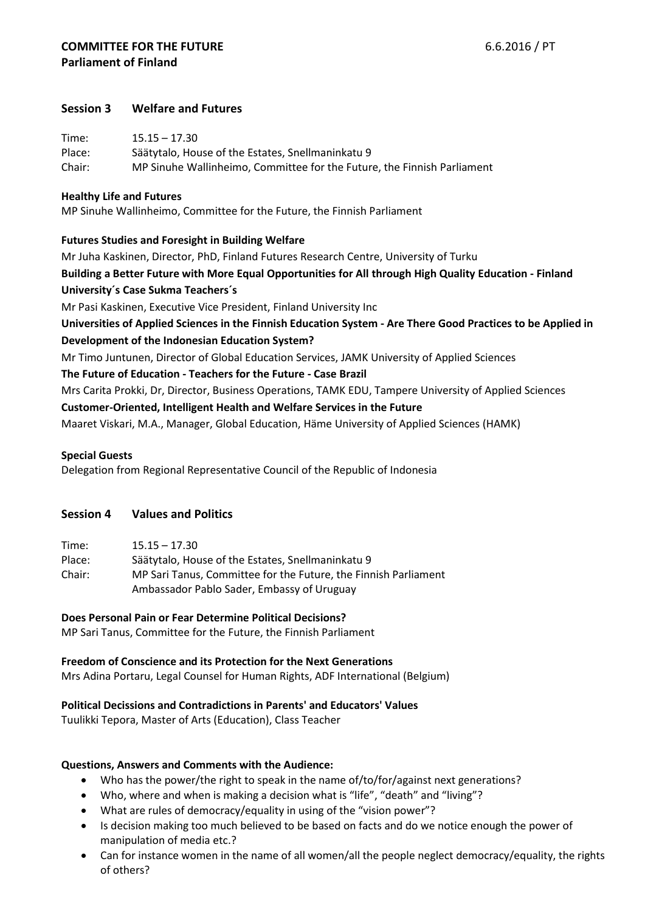**COMMITTEE FOR THE FUTURE** 6.6.2016 / PT
**Parliament of Finland**

## Session 3 Welfare and Futures

Time: 15.15 – 17.30
Place: Säätytalo, House of the Estates, Snellmaninkatu 9
Chair: MP Sinuhe Wallinheimo, Committee for the Future, the Finnish Parliament

**Healthy Life and Futures**
MP Sinuhe Wallinheimo, Committee for the Future, the Finnish Parliament

**Futures Studies and Foresight in Building Welfare**
Mr Juha Kaskinen, Director, PhD, Finland Futures Research Centre, University of Turku

**Building a Better Future with More Equal Opportunities for All through High Quality Education - Finland University´s Case Sukma Teachers´s**
Mr Pasi Kaskinen, Executive Vice President, Finland University Inc

**Universities of Applied Sciences in the Finnish Education System - Are There Good Practices to be Applied in Development of the Indonesian Education System?**
Mr Timo Juntunen, Director of Global Education Services, JAMK University of Applied Sciences

**The Future of Education - Teachers for the Future - Case Brazil**
Mrs Carita Prokki, Dr, Director, Business Operations, TAMK EDU, Tampere University of Applied Sciences

**Customer-Oriented, Intelligent Health and Welfare Services in the Future**
Maaret Viskari, M.A., Manager, Global Education, Häme University of Applied Sciences (HAMK)

**Special Guests**
Delegation from Regional Representative Council of the Republic of Indonesia

## Session 4 Values and Politics

Time: 15.15 – 17.30
Place: Säätytalo, House of the Estates, Snellmaninkatu 9
Chair: MP Sari Tanus, Committee for the Future, the Finnish Parliament
Ambassador Pablo Sader, Embassy of Uruguay

**Does Personal Pain or Fear Determine Political Decisions?**
MP Sari Tanus, Committee for the Future, the Finnish Parliament

**Freedom of Conscience and its Protection for the Next Generations**
Mrs Adina Portaru, Legal Counsel for Human Rights, ADF International (Belgium)

**Political Decissions and Contradictions in Parents' and Educators' Values**
Tuulikki Tepora, Master of Arts (Education), Class Teacher

**Questions, Answers and Comments with the Audience:**

- Who has the power/the right to speak in the name of/to/for/against next generations?
- Who, where and when is making a decision what is "life", "death" and "living"?
- What are rules of democracy/equality in using of the "vision power"?
- Is decision making too much believed to be based on facts and do we notice enough the power of manipulation of media etc.?
- Can for instance women in the name of all women/all the people neglect democracy/equality, the rights of others?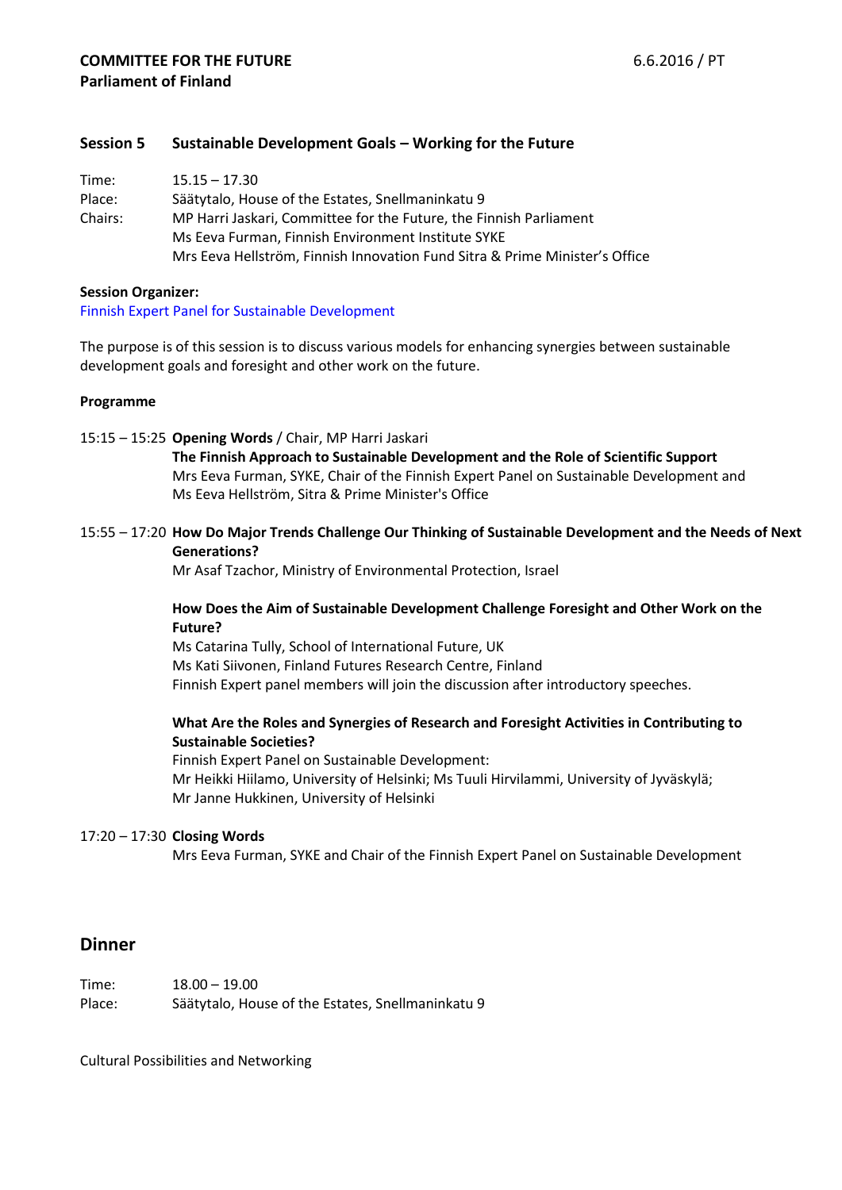**COMMITTEE FOR THE FUTURE**
**Parliament of Finland**

6.6.2016 / PT

## Session 5 Sustainable Development Goals – Working for the Future

Time: 15.15 – 17.30
Place: Säätytalo, House of the Estates, Snellmaninkatu 9
Chairs: MP Harri Jaskari, Committee for the Future, the Finnish Parliament
Ms Eeva Furman, Finnish Environment Institute SYKE
Mrs Eeva Hellström, Finnish Innovation Fund Sitra & Prime Minister's Office

**Session Organizer:**
Finnish Expert Panel for Sustainable Development

The purpose is of this session is to discuss various models for enhancing synergies between sustainable development goals and foresight and other work on the future.

**Programme**

15:15 – 15:25 **Opening Words** / Chair, MP Harri Jaskari
**The Finnish Approach to Sustainable Development and the Role of Scientific Support**
Mrs Eeva Furman, SYKE, Chair of the Finnish Expert Panel on Sustainable Development and Ms Eeva Hellström, Sitra & Prime Minister's Office

15:55 – 17:20 **How Do Major Trends Challenge Our Thinking of Sustainable Development and the Needs of Next Generations?**
Mr Asaf Tzachor, Ministry of Environmental Protection, Israel

**How Does the Aim of Sustainable Development Challenge Foresight and Other Work on the Future?**
Ms Catarina Tully, School of International Future, UK
Ms Kati Siivonen, Finland Futures Research Centre, Finland
Finnish Expert panel members will join the discussion after introductory speeches.

**What Are the Roles and Synergies of Research and Foresight Activities in Contributing to Sustainable Societies?**
Finnish Expert Panel on Sustainable Development:
Mr Heikki Hiilamo, University of Helsinki; Ms Tuuli Hirvilammi, University of Jyväskylä; Mr Janne Hukkinen, University of Helsinki

17:20 – 17:30 **Closing Words**
Mrs Eeva Furman, SYKE and Chair of the Finnish Expert Panel on Sustainable Development

## Dinner

Time: 18.00 – 19.00
Place: Säätytalo, House of the Estates, Snellmaninkatu 9

Cultural Possibilities and Networking